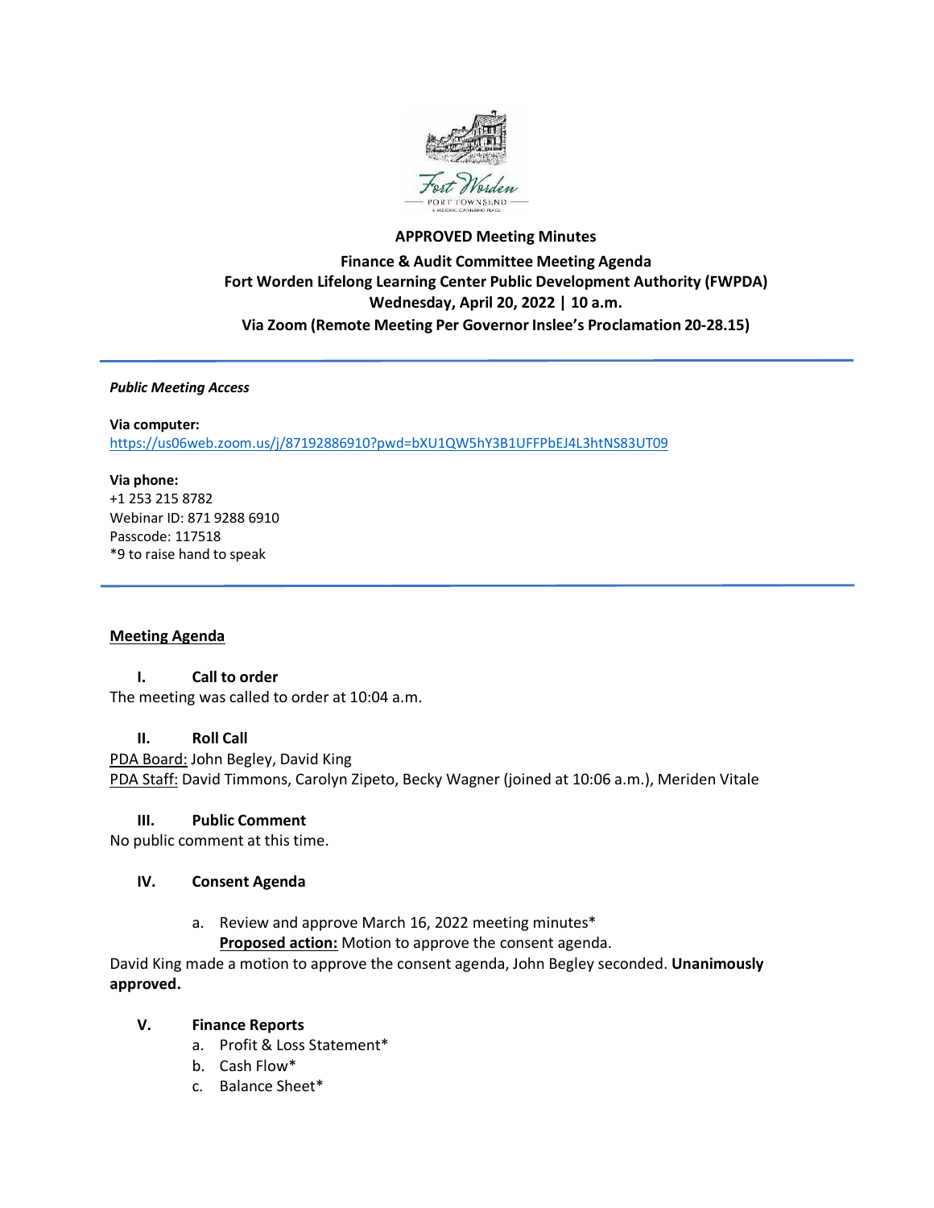**APPROVED Meeting Minutes**

**Finance & Audit Committee Meeting Agenda**
**Fort Worden Lifelong Learning Center Public Development Authority (FWPDA)**
**Wednesday, April 20, 2022 | 10 a.m.**
**Via Zoom (Remote Meeting Per Governor Inslee's Proclamation 20-28.15)**

---

***Public Meeting Access***

**Via computer:**
https://us06web.zoom.us/j/87192886910?pwd=bXU1QW5hY3B1UFFPbEJ4L3htNS83UT09

**Via phone:**
+1 253 215 8782
Webinar ID: 871 9288 6910
Passcode: 117518
*9 to raise hand to speak

---

## Meeting Agenda

### I. Call to order

The meeting was called to order at 10:04 a.m.

### II. Roll Call

PDA Board: John Begley, David King
PDA Staff: David Timmons, Carolyn Zipeto, Becky Wagner (joined at 10:06 a.m.), Meriden Vitale

### III. Public Comment

No public comment at this time.

### IV. Consent Agenda

a. Review and approve March 16, 2022 meeting minutes*
   **Proposed action:** Motion to approve the consent agenda.

David King made a motion to approve the consent agenda, John Begley seconded. **Unanimously approved.**

### V. Finance Reports

a. Profit & Loss Statement*
b. Cash Flow*
c. Balance Sheet*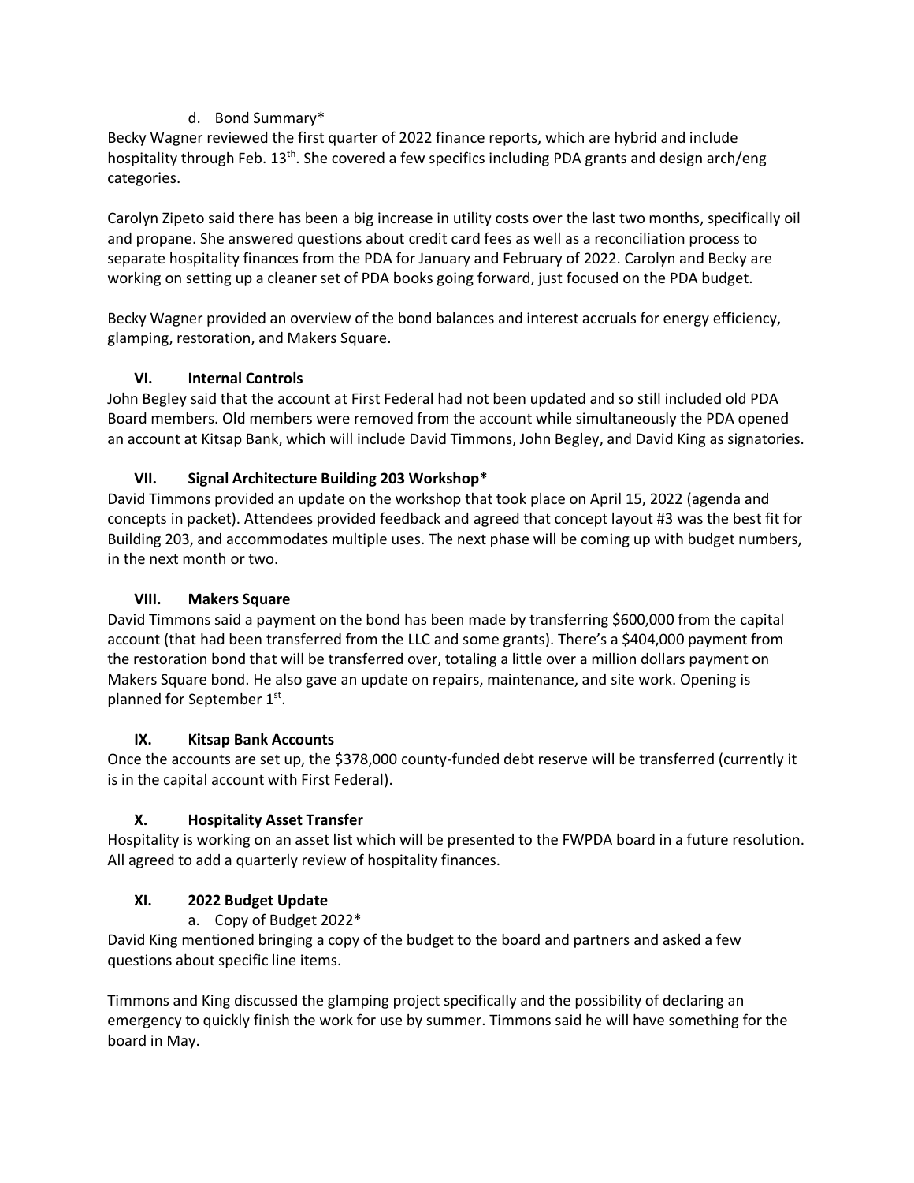d. Bond Summary*

Becky Wagner reviewed the first quarter of 2022 finance reports, which are hybrid and include hospitality through Feb. 13th. She covered a few specifics including PDA grants and design arch/eng categories.

Carolyn Zipeto said there has been a big increase in utility costs over the last two months, specifically oil and propane. She answered questions about credit card fees as well as a reconciliation process to separate hospitality finances from the PDA for January and February of 2022. Carolyn and Becky are working on setting up a cleaner set of PDA books going forward, just focused on the PDA budget.

Becky Wagner provided an overview of the bond balances and interest accruals for energy efficiency, glamping, restoration, and Makers Square.

## VI. Internal Controls

John Begley said that the account at First Federal had not been updated and so still included old PDA Board members. Old members were removed from the account while simultaneously the PDA opened an account at Kitsap Bank, which will include David Timmons, John Begley, and David King as signatories.

## VII. Signal Architecture Building 203 Workshop*

David Timmons provided an update on the workshop that took place on April 15, 2022 (agenda and concepts in packet). Attendees provided feedback and agreed that concept layout #3 was the best fit for Building 203, and accommodates multiple uses. The next phase will be coming up with budget numbers, in the next month or two.

## VIII. Makers Square

David Timmons said a payment on the bond has been made by transferring $600,000 from the capital account (that had been transferred from the LLC and some grants). There's a $404,000 payment from the restoration bond that will be transferred over, totaling a little over a million dollars payment on Makers Square bond. He also gave an update on repairs, maintenance, and site work. Opening is planned for September 1st.

## IX. Kitsap Bank Accounts

Once the accounts are set up, the $378,000 county-funded debt reserve will be transferred (currently it is in the capital account with First Federal).

## X. Hospitality Asset Transfer

Hospitality is working on an asset list which will be presented to the FWPDA board in a future resolution. All agreed to add a quarterly review of hospitality finances.

## XI. 2022 Budget Update

a. Copy of Budget 2022*

David King mentioned bringing a copy of the budget to the board and partners and asked a few questions about specific line items.

Timmons and King discussed the glamping project specifically and the possibility of declaring an emergency to quickly finish the work for use by summer. Timmons said he will have something for the board in May.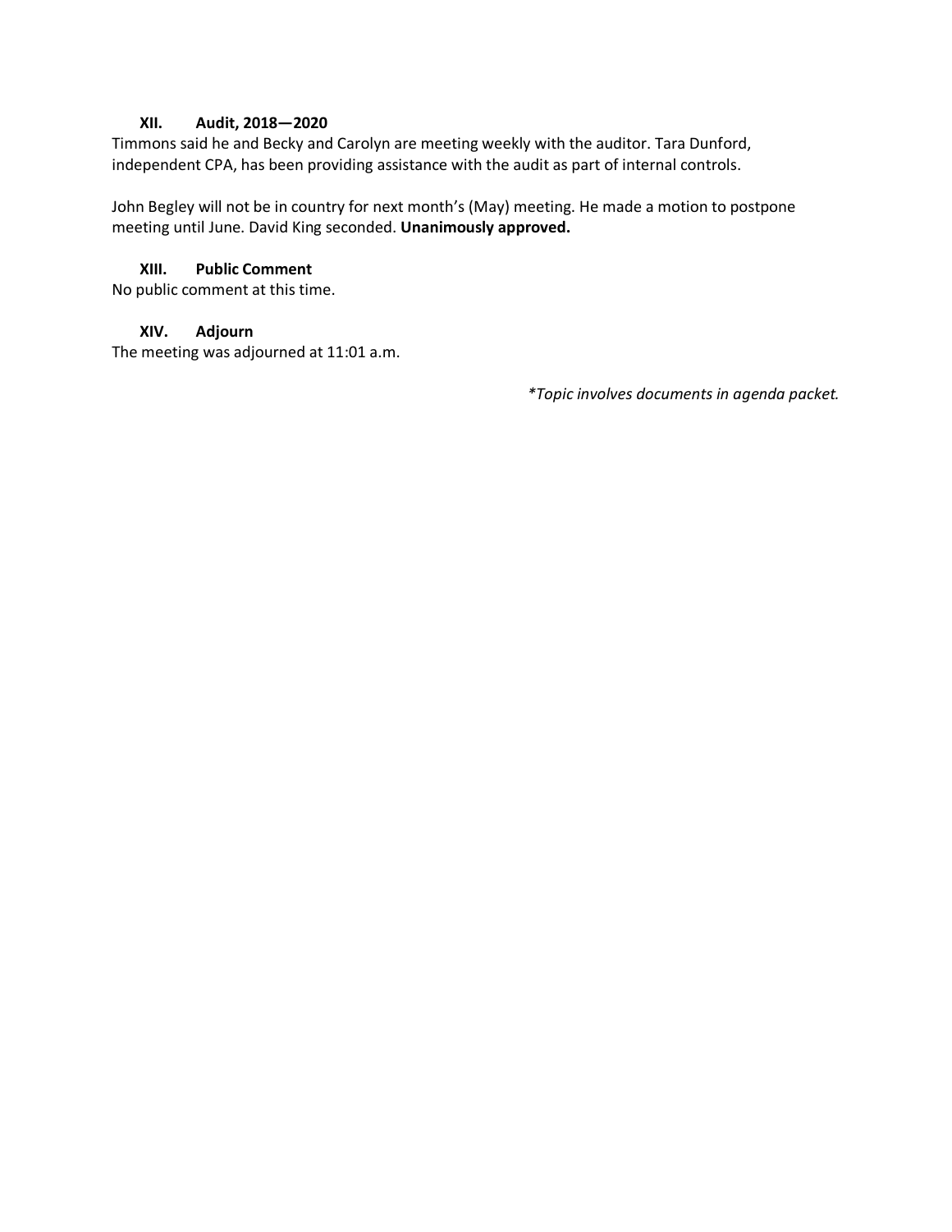### XII. Audit, 2018—2020

Timmons said he and Becky and Carolyn are meeting weekly with the auditor. Tara Dunford, independent CPA, has been providing assistance with the audit as part of internal controls.

John Begley will not be in country for next month's (May) meeting. He made a motion to postpone meeting until June. David King seconded. **Unanimously approved.**

### XIII. Public Comment

No public comment at this time.

### XIV. Adjourn

The meeting was adjourned at 11:01 a.m.

*\*Topic involves documents in agenda packet.*